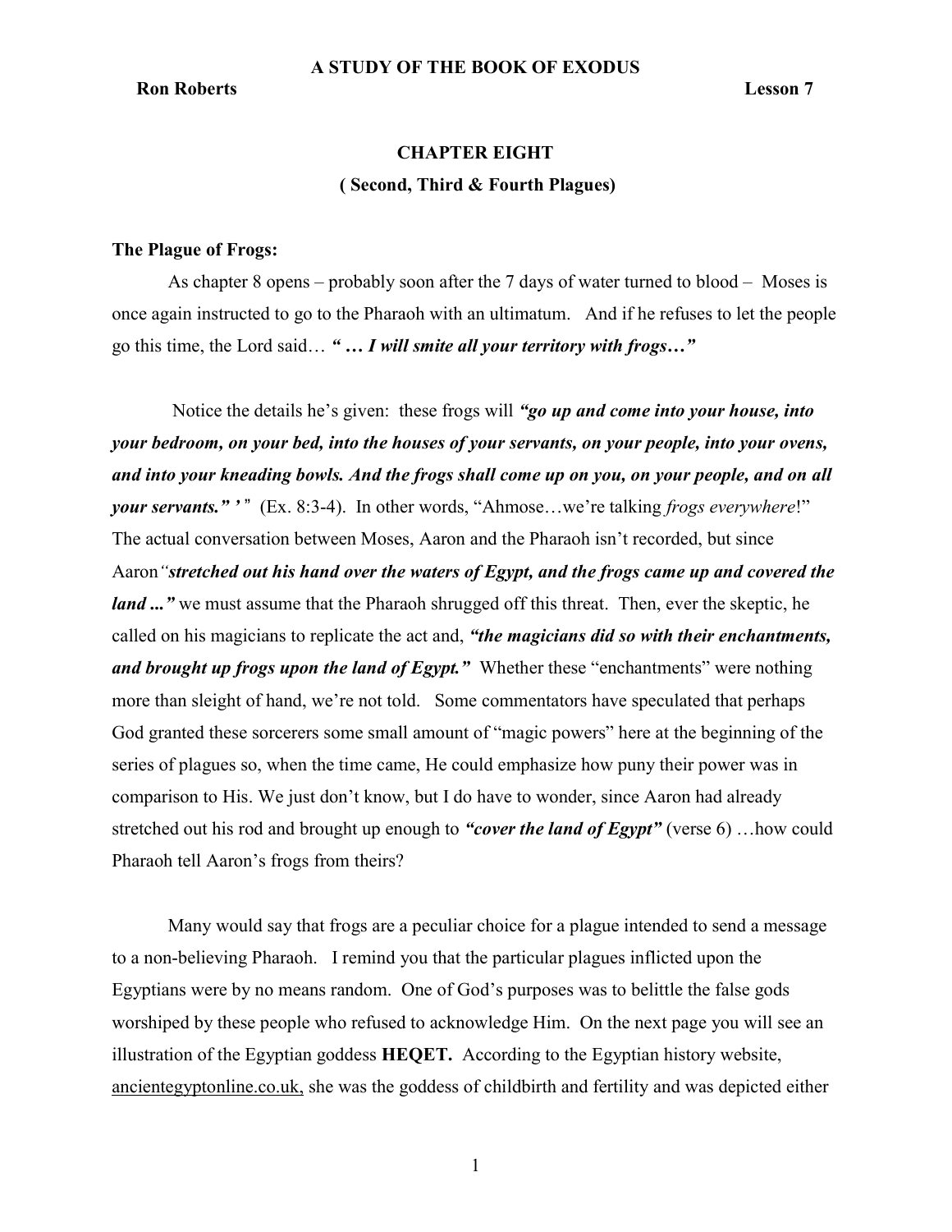**A STUDY OF THE BOOK OF EXODUS**

**Ron Roberts** **Lesson 7**

## CHAPTER EIGHT

### ( Second, Third & Fourth Plagues)

**The Plague of Frogs:**

As chapter 8 opens – probably soon after the 7 days of water turned to blood – Moses is once again instructed to go to the Pharaoh with an ultimatum. And if he refuses to let the people go this time, the Lord said… ***" … I will smite all your territory with frogs…"***

Notice the details he's given: these frogs will ***"go up and come into your house, into your bedroom, on your bed, into the houses of your servants, on your people, into your ovens, and into your kneading bowls. And the frogs shall come up on you, on your people, and on all your servants." '*** " (Ex. 8:3-4). In other words, "Ahmose…we're talking *frogs everywhere*!" The actual conversation between Moses, Aaron and the Pharaoh isn't recorded, but since Aaron ***"stretched out his hand over the waters of Egypt, and the frogs came up and covered the land ..."*** we must assume that the Pharaoh shrugged off this threat. Then, ever the skeptic, he called on his magicians to replicate the act and, ***"the magicians did so with their enchantments, and brought up frogs upon the land of Egypt."*** Whether these "enchantments" were nothing more than sleight of hand, we're not told. Some commentators have speculated that perhaps God granted these sorcerers some small amount of "magic powers" here at the beginning of the series of plagues so, when the time came, He could emphasize how puny their power was in comparison to His. We just don't know, but I do have to wonder, since Aaron had already stretched out his rod and brought up enough to ***"cover the land of Egypt"*** (verse 6) …how could Pharaoh tell Aaron's frogs from theirs?

Many would say that frogs are a peculiar choice for a plague intended to send a message to a non-believing Pharaoh. I remind you that the particular plagues inflicted upon the Egyptians were by no means random. One of God's purposes was to belittle the false gods worshiped by these people who refused to acknowledge Him. On the next page you will see an illustration of the Egyptian goddess **HEQET.** According to the Egyptian history website, ancientegyptonline.co.uk, she was the goddess of childbirth and fertility and was depicted either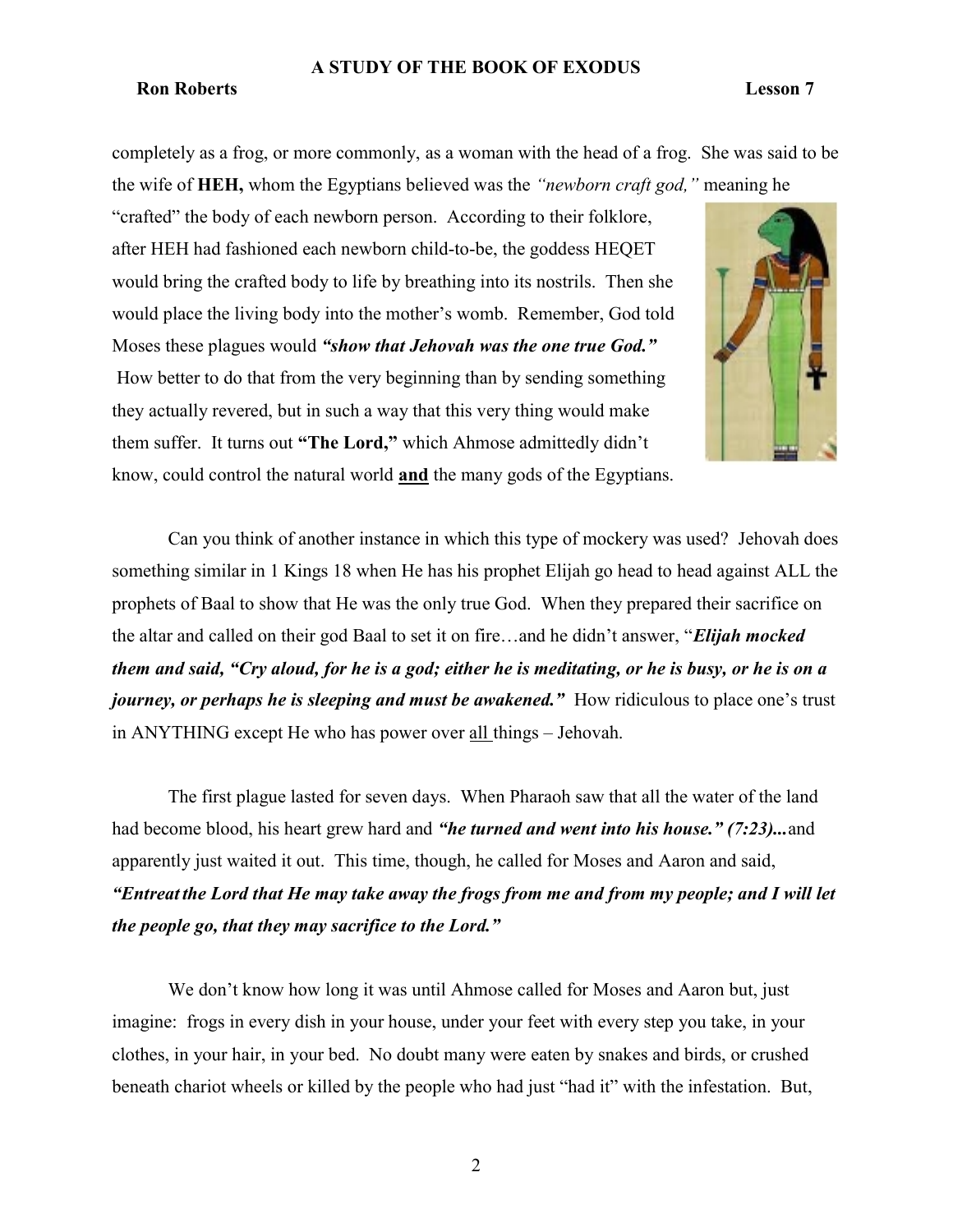completely as a frog, or more commonly, as a woman with the head of a frog. She was said to be the wife of **HEH,** whom the Egyptians believed was the *"newborn craft god,"* meaning he "crafted" the body of each newborn person. According to their folklore, after HEH had fashioned each newborn child-to-be, the goddess HEQET would bring the crafted body to life by breathing into its nostrils. Then she would place the living body into the mother's womb. Remember, God told Moses these plagues would ***"show that Jehovah was the one true God."*** How better to do that from the very beginning than by sending something they actually revered, but in such a way that this very thing would make them suffer. It turns out **"The Lord,"** which Ahmose admittedly didn't know, could control the natural world **and** the many gods of the Egyptians.

Can you think of another instance in which this type of mockery was used? Jehovah does something similar in 1 Kings 18 when He has his prophet Elijah go head to head against ALL the prophets of Baal to show that He was the only true God. When they prepared their sacrifice on the altar and called on their god Baal to set it on fire…and he didn't answer, "***Elijah mocked them and said, "Cry aloud, for he is a god; either he is meditating, or he is busy, or he is on a journey, or perhaps he is sleeping and must be awakened."*** How ridiculous to place one's trust in ANYTHING except He who has power over all things – Jehovah.

The first plague lasted for seven days. When Pharaoh saw that all the water of the land had become blood, his heart grew hard and ***"he turned and went into his house." (7:23)...*** and apparently just waited it out. This time, though, he called for Moses and Aaron and said, ***"Entreat the Lord that He may take away the frogs from me and from my people; and I will let the people go, that they may sacrifice to the Lord."***

We don't know how long it was until Ahmose called for Moses and Aaron but, just imagine: frogs in every dish in your house, under your feet with every step you take, in your clothes, in your hair, in your bed. No doubt many were eaten by snakes and birds, or crushed beneath chariot wheels or killed by the people who had just "had it" with the infestation. But,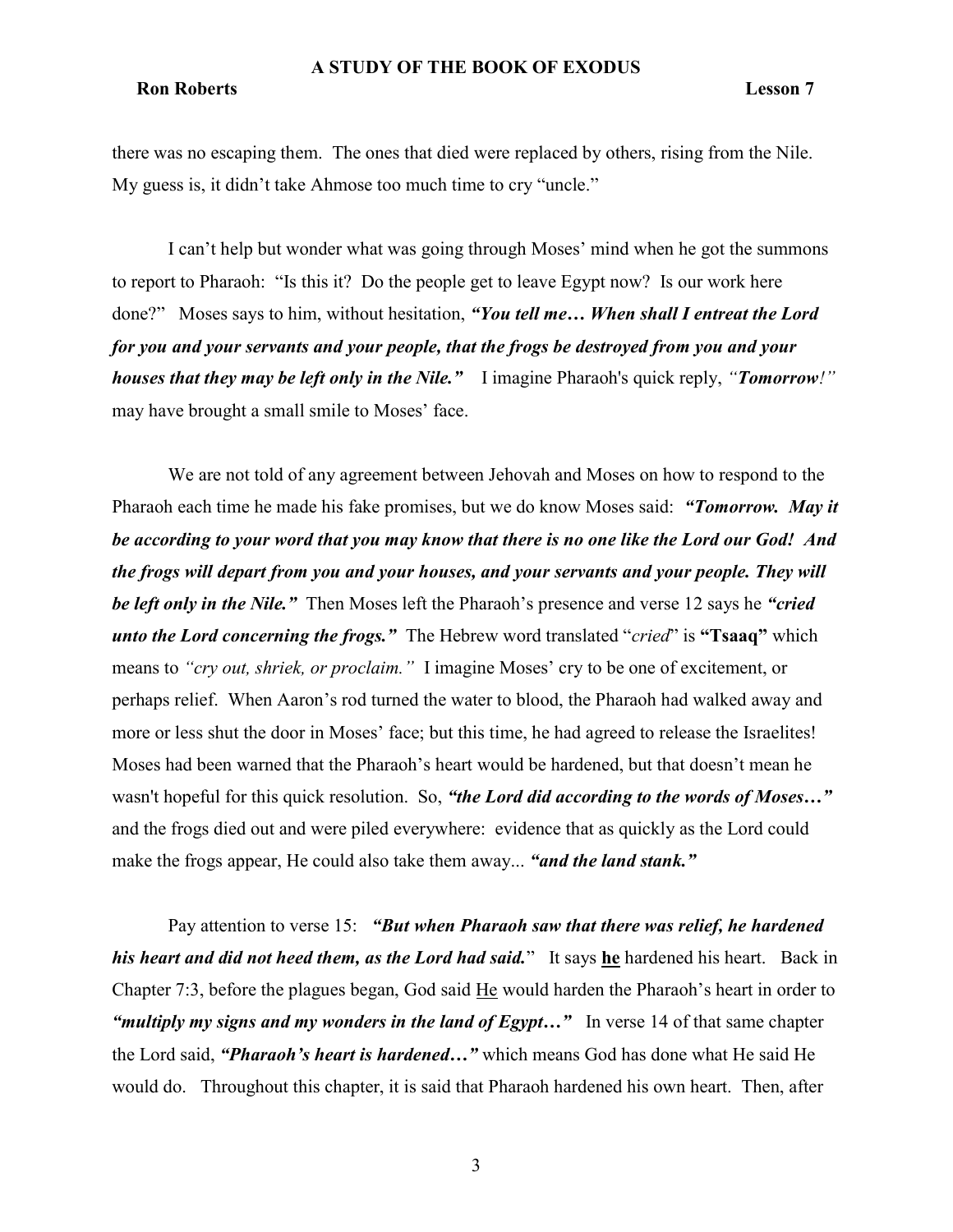there was no escaping them. The ones that died were replaced by others, rising from the Nile. My guess is, it didn't take Ahmose too much time to cry "uncle."

I can't help but wonder what was going through Moses' mind when he got the summons to report to Pharaoh: "Is this it? Do the people get to leave Egypt now? Is our work here done?" Moses says to him, without hesitation, ***"You tell me… When shall I entreat the Lord for you and your servants and your people, that the frogs be destroyed from you and your houses that they may be left only in the Nile."*** I imagine Pharaoh's quick reply, *"**Tomorrow!**"* may have brought a small smile to Moses' face.

We are not told of any agreement between Jehovah and Moses on how to respond to the Pharaoh each time he made his fake promises, but we do know Moses said: ***"Tomorrow. May it be according to your word that you may know that there is no one like the Lord our God! And the frogs will depart from you and your houses, and your servants and your people. They will be left only in the Nile."*** Then Moses left the Pharaoh's presence and verse 12 says he ***"cried unto the Lord concerning the frogs."*** The Hebrew word translated "*cried*" is **"Tsaaq"** which means to *"cry out, shriek, or proclaim."* I imagine Moses' cry to be one of excitement, or perhaps relief. When Aaron's rod turned the water to blood, the Pharaoh had walked away and more or less shut the door in Moses' face; but this time, he had agreed to release the Israelites! Moses had been warned that the Pharaoh's heart would be hardened, but that doesn't mean he wasn't hopeful for this quick resolution. So, ***"the Lord did according to the words of Moses…"*** and the frogs died out and were piled everywhere: evidence that as quickly as the Lord could make the frogs appear, He could also take them away... ***"and the land stank."***

Pay attention to verse 15: ***"But when Pharaoh saw that there was relief, he hardened his heart and did not heed them, as the Lord had said."*** It says **he** hardened his heart. Back in Chapter 7:3, before the plagues began, God said He would harden the Pharaoh's heart in order to ***"multiply my signs and my wonders in the land of Egypt…"*** In verse 14 of that same chapter the Lord said, ***"Pharaoh's heart is hardened…"*** which means God has done what He said He would do. Throughout this chapter, it is said that Pharaoh hardened his own heart. Then, after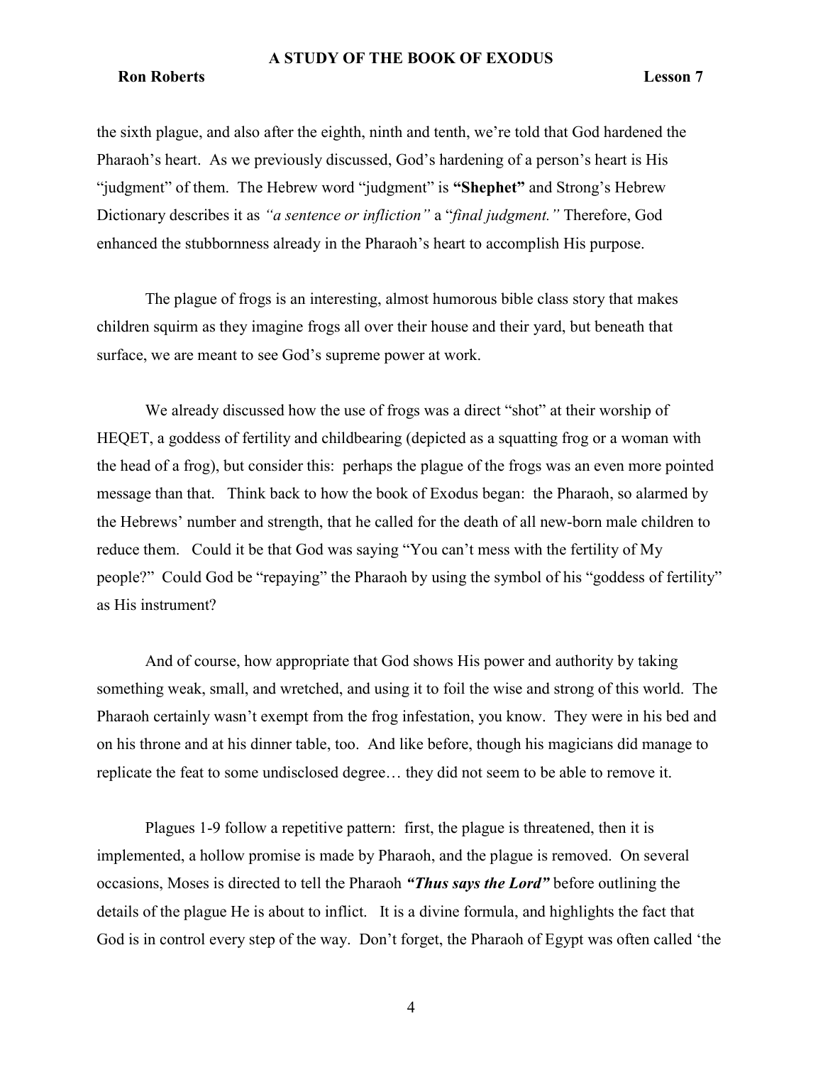the sixth plague, and also after the eighth, ninth and tenth, we're told that God hardened the Pharaoh's heart. As we previously discussed, God's hardening of a person's heart is His "judgment" of them. The Hebrew word "judgment" is **"Shephet"** and Strong's Hebrew Dictionary describes it as *"a sentence or infliction"* a "*final judgment."* Therefore, God enhanced the stubbornness already in the Pharaoh's heart to accomplish His purpose.

The plague of frogs is an interesting, almost humorous bible class story that makes children squirm as they imagine frogs all over their house and their yard, but beneath that surface, we are meant to see God's supreme power at work.

We already discussed how the use of frogs was a direct "shot" at their worship of HEQET, a goddess of fertility and childbearing (depicted as a squatting frog or a woman with the head of a frog), but consider this: perhaps the plague of the frogs was an even more pointed message than that. Think back to how the book of Exodus began: the Pharaoh, so alarmed by the Hebrews' number and strength, that he called for the death of all new-born male children to reduce them. Could it be that God was saying "You can't mess with the fertility of My people?" Could God be "repaying" the Pharaoh by using the symbol of his "goddess of fertility" as His instrument?

And of course, how appropriate that God shows His power and authority by taking something weak, small, and wretched, and using it to foil the wise and strong of this world. The Pharaoh certainly wasn't exempt from the frog infestation, you know. They were in his bed and on his throne and at his dinner table, too. And like before, though his magicians did manage to replicate the feat to some undisclosed degree… they did not seem to be able to remove it.

Plagues 1-9 follow a repetitive pattern: first, the plague is threatened, then it is implemented, a hollow promise is made by Pharaoh, and the plague is removed. On several occasions, Moses is directed to tell the Pharaoh ***"Thus says the Lord"*** before outlining the details of the plague He is about to inflict. It is a divine formula, and highlights the fact that God is in control every step of the way. Don't forget, the Pharaoh of Egypt was often called 'the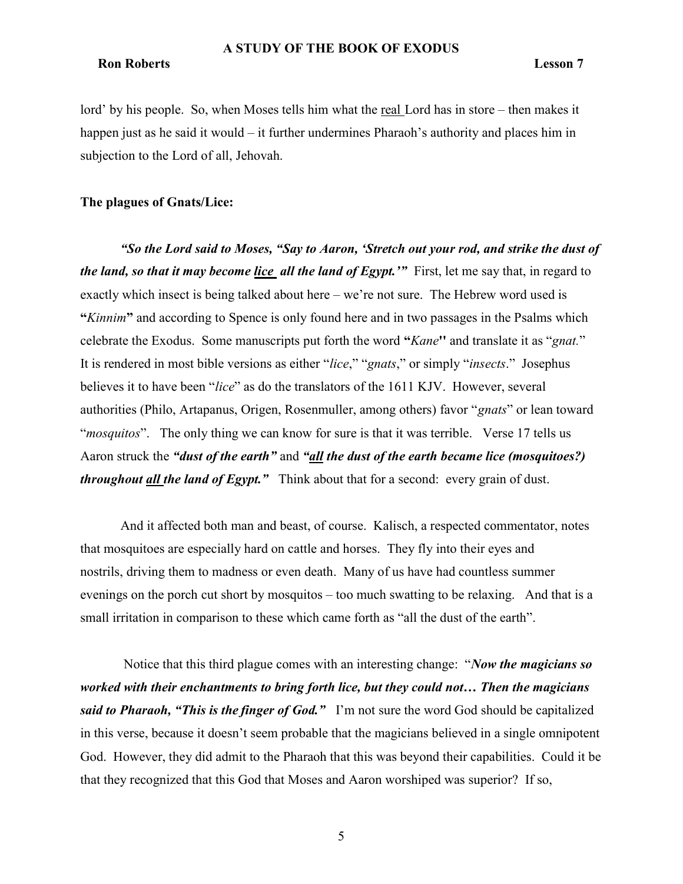lord' by his people. So, when Moses tells him what the real Lord has in store – then makes it happen just as he said it would – it further undermines Pharaoh's authority and places him in subjection to the Lord of all, Jehovah.

**The plagues of Gnats/Lice:**

***"So the Lord said to Moses, "Say to Aaron, 'Stretch out your rod, and strike the dust of the land, so that it may become lice all the land of Egypt.'"*** First, let me say that, in regard to exactly which insect is being talked about here – we're not sure. The Hebrew word used is **"***Kinnim***"** and according to Spence is only found here and in two passages in the Psalms which celebrate the Exodus. Some manuscripts put forth the word **"***Kane***''** and translate it as "*gnat.*" It is rendered in most bible versions as either "*lice*," "*gnats*," or simply "*insects*." Josephus believes it to have been "*lice*" as do the translators of the 1611 KJV. However, several authorities (Philo, Artapanus, Origen, Rosenmuller, among others) favor "*gnats*" or lean toward "*mosquitos*". The only thing we can know for sure is that it was terrible. Verse 17 tells us Aaron struck the ***"dust of the earth"*** and ***"all the dust of the earth became lice (mosquitoes?) throughout all the land of Egypt."*** Think about that for a second: every grain of dust.

And it affected both man and beast, of course. Kalisch, a respected commentator, notes that mosquitoes are especially hard on cattle and horses. They fly into their eyes and nostrils, driving them to madness or even death. Many of us have had countless summer evenings on the porch cut short by mosquitos – too much swatting to be relaxing. And that is a small irritation in comparison to these which came forth as "all the dust of the earth".

Notice that this third plague comes with an interesting change: "***Now the magicians so worked with their enchantments to bring forth lice, but they could not… Then the magicians said to Pharaoh, "This is the finger of God."*** I'm not sure the word God should be capitalized in this verse, because it doesn't seem probable that the magicians believed in a single omnipotent God. However, they did admit to the Pharaoh that this was beyond their capabilities. Could it be that they recognized that this God that Moses and Aaron worshiped was superior? If so,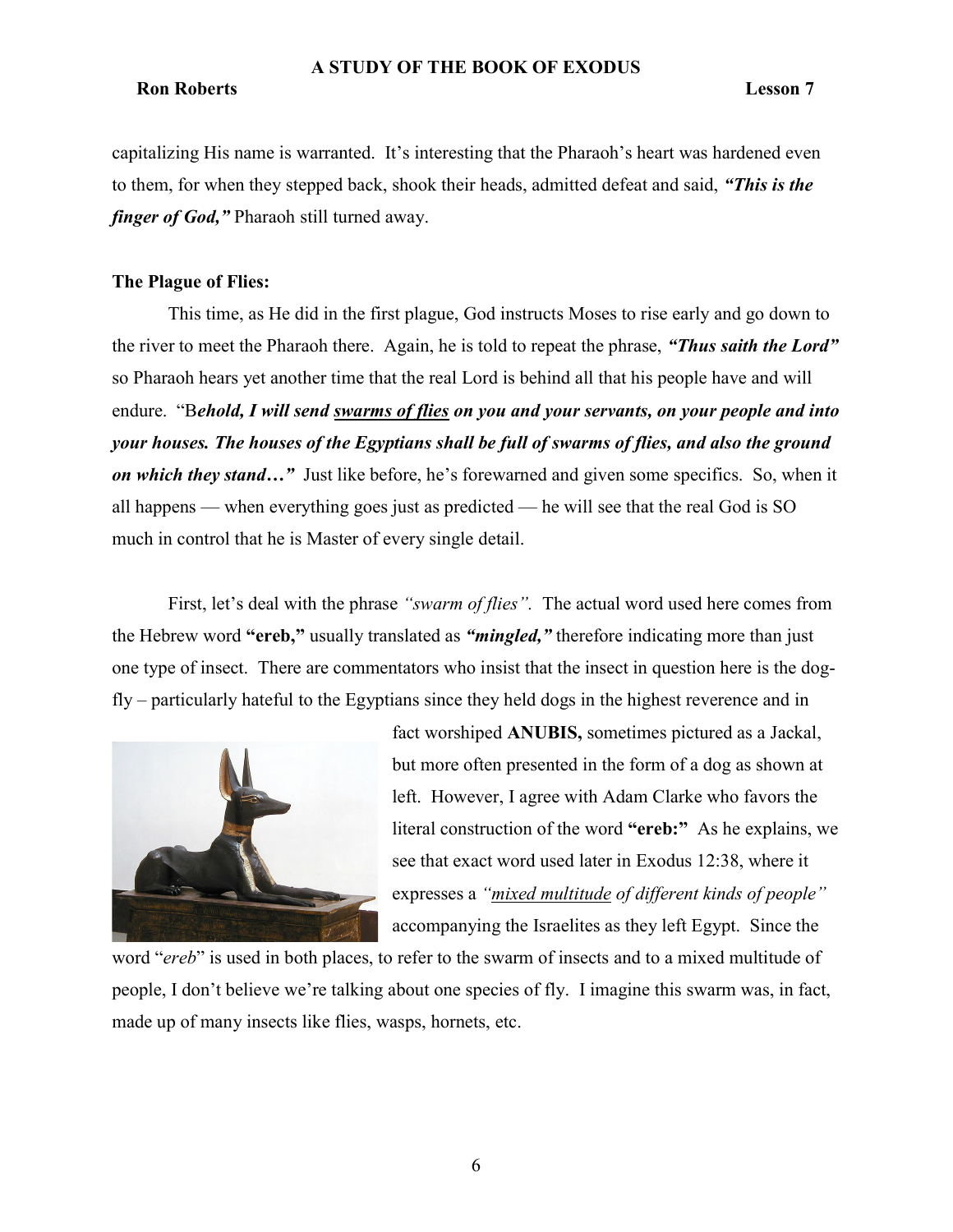capitalizing His name is warranted. It's interesting that the Pharaoh's heart was hardened even to them, for when they stepped back, shook their heads, admitted defeat and said, ***"This is the finger of God,"*** Pharaoh still turned away.

**The Plague of Flies:**

This time, as He did in the first plague, God instructs Moses to rise early and go down to the river to meet the Pharaoh there. Again, he is told to repeat the phrase, ***"Thus saith the Lord"*** so Pharaoh hears yet another time that the real Lord is behind all that his people have and will endure. "B***ehold, I will send <u>swarms of flies</u> on you and your servants, on your people and into your houses. The houses of the Egyptians shall be full of swarms of flies, and also the ground on which they stand…"*** Just like before, he's forewarned and given some specifics. So, when it all happens — when everything goes just as predicted — he will see that the real God is SO much in control that he is Master of every single detail.

First, let's deal with the phrase *"swarm of flies"*. The actual word used here comes from the Hebrew word **"ereb,"** usually translated as ***"mingled,"*** therefore indicating more than just one type of insect. There are commentators who insist that the insect in question here is the dog-fly – particularly hateful to the Egyptians since they held dogs in the highest reverence and in fact worshiped **ANUBIS,** sometimes pictured as a Jackal, but more often presented in the form of a dog as shown at left. However, I agree with Adam Clarke who favors the literal construction of the word **"ereb:"** As he explains, we see that exact word used later in Exodus 12:38, where it expresses a *"<u>mixed multitude</u> of different kinds of people"* accompanying the Israelites as they left Egypt. Since the word "*ereb*" is used in both places, to refer to the swarm of insects and to a mixed multitude of people, I don't believe we're talking about one species of fly. I imagine this swarm was, in fact, made up of many insects like flies, wasps, hornets, etc.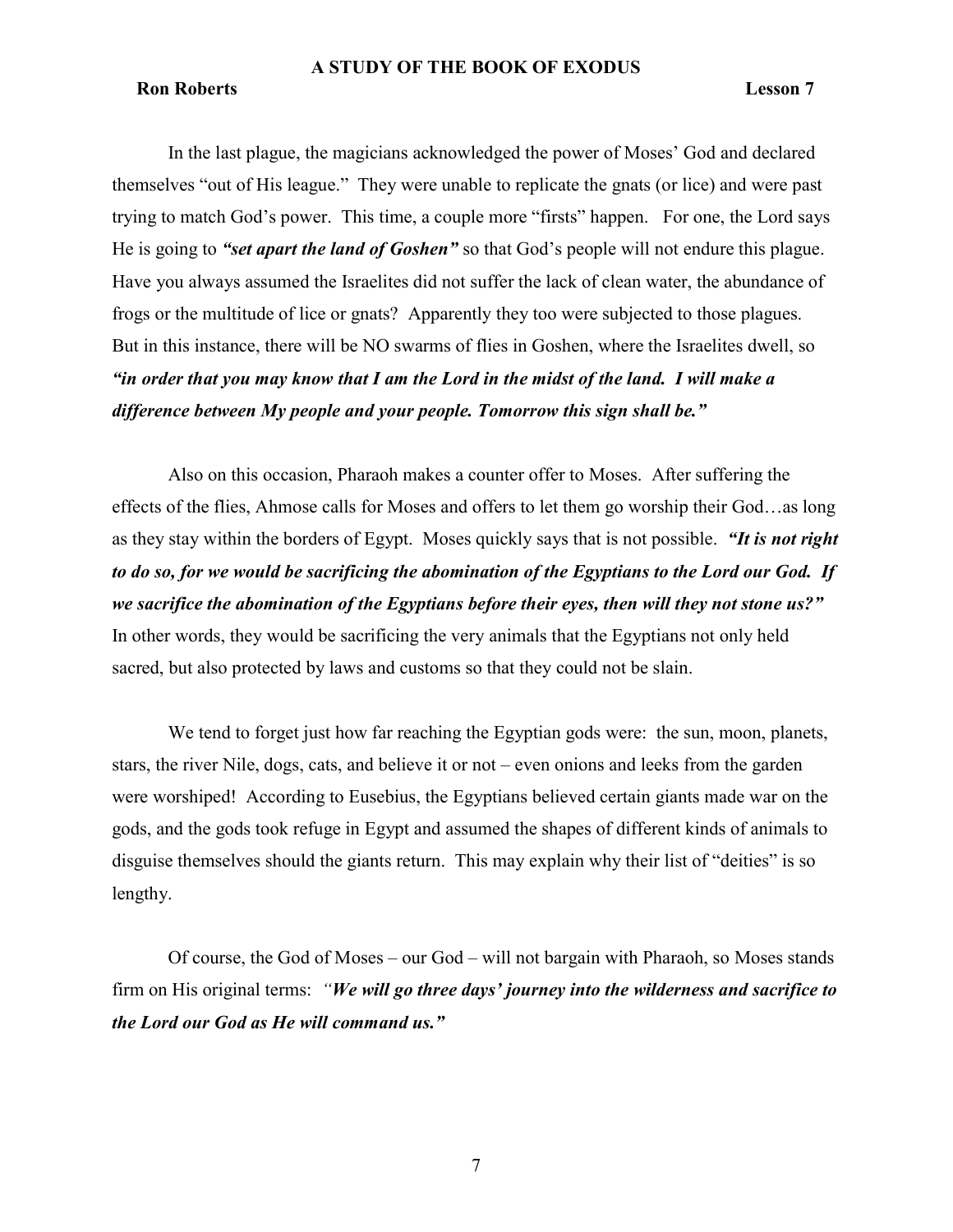In the last plague, the magicians acknowledged the power of Moses' God and declared themselves "out of His league." They were unable to replicate the gnats (or lice) and were past trying to match God's power. This time, a couple more "firsts" happen. For one, the Lord says He is going to ***"set apart the land of Goshen"*** so that God's people will not endure this plague. Have you always assumed the Israelites did not suffer the lack of clean water, the abundance of frogs or the multitude of lice or gnats? Apparently they too were subjected to those plagues. But in this instance, there will be NO swarms of flies in Goshen, where the Israelites dwell, so ***"in order that you may know that I am the Lord in the midst of the land. I will make a difference between My people and your people. Tomorrow this sign shall be."***

Also on this occasion, Pharaoh makes a counter offer to Moses. After suffering the effects of the flies, Ahmose calls for Moses and offers to let them go worship their God…as long as they stay within the borders of Egypt. Moses quickly says that is not possible. ***"It is not right to do so, for we would be sacrificing the abomination of the Egyptians to the Lord our God. If we sacrifice the abomination of the Egyptians before their eyes, then will they not stone us?"*** In other words, they would be sacrificing the very animals that the Egyptians not only held sacred, but also protected by laws and customs so that they could not be slain.

We tend to forget just how far reaching the Egyptian gods were: the sun, moon, planets, stars, the river Nile, dogs, cats, and believe it or not – even onions and leeks from the garden were worshiped! According to Eusebius, the Egyptians believed certain giants made war on the gods, and the gods took refuge in Egypt and assumed the shapes of different kinds of animals to disguise themselves should the giants return. This may explain why their list of "deities" is so lengthy.

Of course, the God of Moses – our God – will not bargain with Pharaoh, so Moses stands firm on His original terms: ***"We will go three days' journey into the wilderness and sacrifice to the Lord our God as He will command us."***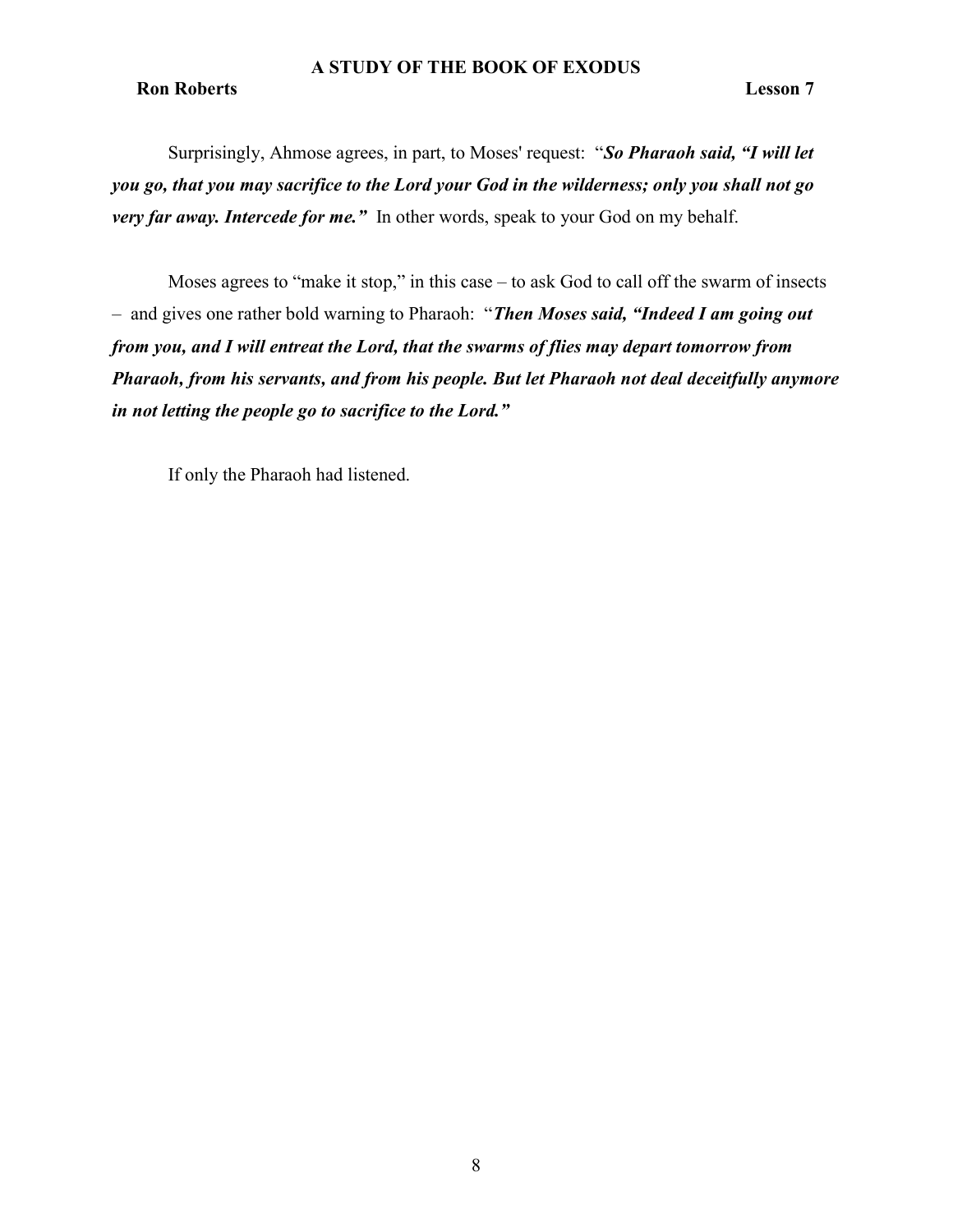Surprisingly, Ahmose agrees, in part, to Moses' request: "***So Pharaoh said, "I will let you go, that you may sacrifice to the Lord your God in the wilderness; only you shall not go very far away. Intercede for me."*** In other words, speak to your God on my behalf.

Moses agrees to "make it stop," in this case – to ask God to call off the swarm of insects – and gives one rather bold warning to Pharaoh: "***Then Moses said, "Indeed I am going out from you, and I will entreat the Lord, that the swarms of flies may depart tomorrow from Pharaoh, from his servants, and from his people. But let Pharaoh not deal deceitfully anymore in not letting the people go to sacrifice to the Lord."***

If only the Pharaoh had listened.